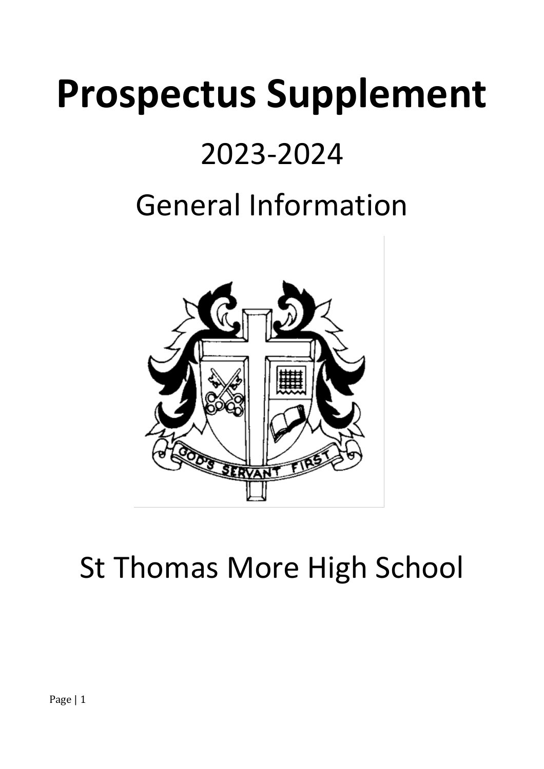# Prospectus Supplement

## 2023-2024

## General Information

GOD'S SERVANT FIRST

## St Thomas More High School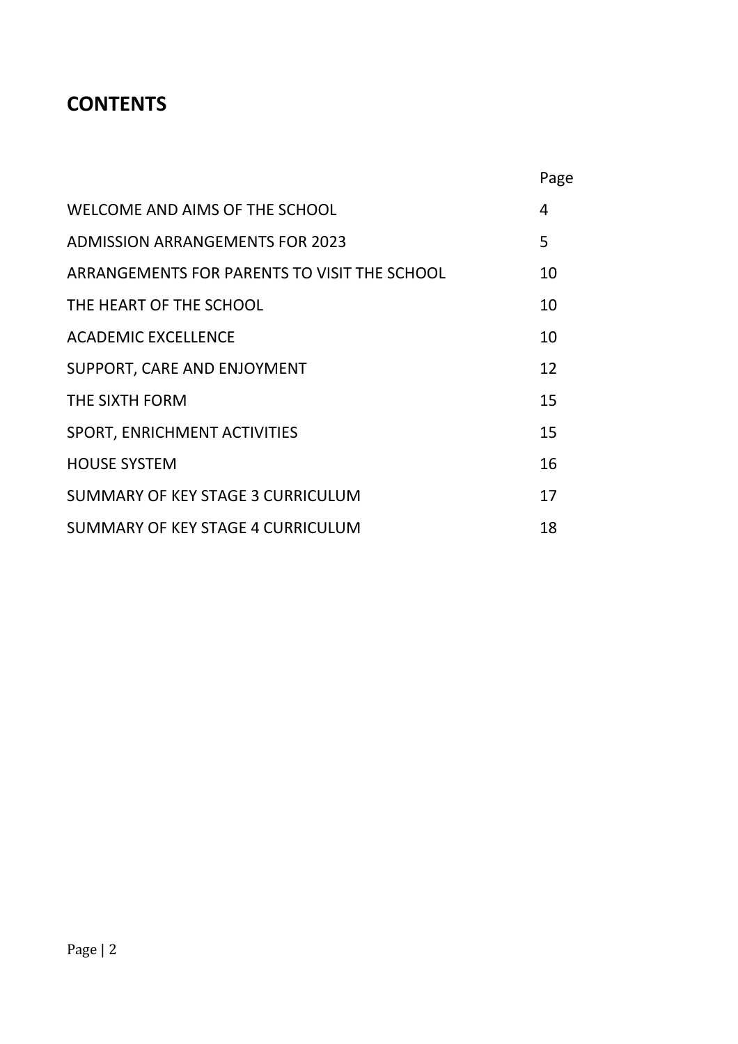## CONTENTS

| | Page |
|---|---|
| WELCOME AND AIMS OF THE SCHOOL | 4 |
| ADMISSION ARRANGEMENTS FOR 2023 | 5 |
| ARRANGEMENTS FOR PARENTS TO VISIT THE SCHOOL | 10 |
| THE HEART OF THE SCHOOL | 10 |
| ACADEMIC EXCELLENCE | 10 |
| SUPPORT, CARE AND ENJOYMENT | 12 |
| THE SIXTH FORM | 15 |
| SPORT, ENRICHMENT ACTIVITIES | 15 |
| HOUSE SYSTEM | 16 |
| SUMMARY OF KEY STAGE 3 CURRICULUM | 17 |
| SUMMARY OF KEY STAGE 4 CURRICULUM | 18 |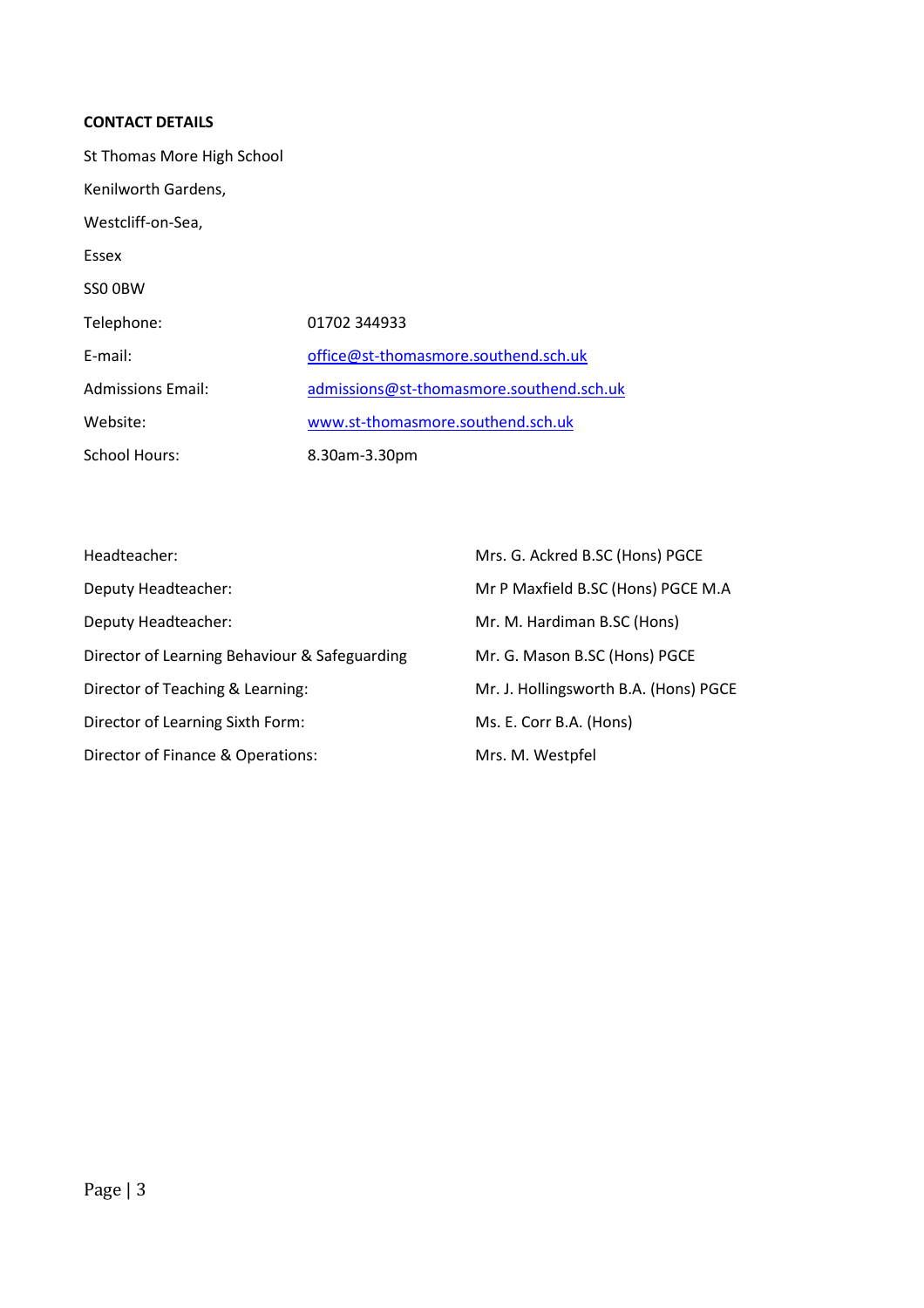**CONTACT DETAILS**

St Thomas More High School

Kenilworth Gardens,

Westcliff-on-Sea,

Essex

SS0 0BW

| | |
|---|---|
| Telephone: | 01702 344933 |
| E-mail: | office@st-thomasmore.southend.sch.uk |
| Admissions Email: | admissions@st-thomasmore.southend.sch.uk |
| Website: | www.st-thomasmore.southend.sch.uk |
| School Hours: | 8.30am-3.30pm |

| | |
|---|---|
| Headteacher: | Mrs. G. Ackred B.SC (Hons) PGCE |
| Deputy Headteacher: | Mr P Maxfield B.SC (Hons) PGCE M.A |
| Deputy Headteacher: | Mr. M. Hardiman B.SC (Hons) |
| Director of Learning Behaviour & Safeguarding | Mr. G. Mason B.SC (Hons) PGCE |
| Director of Teaching & Learning: | Mr. J. Hollingsworth B.A. (Hons) PGCE |
| Director of Learning Sixth Form: | Ms. E. Corr B.A. (Hons) |
| Director of Finance & Operations: | Mrs. M. Westpfel |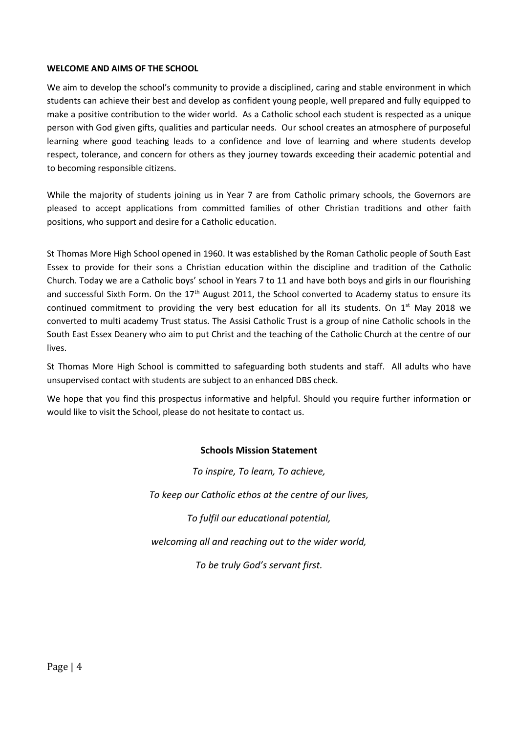**WELCOME AND AIMS OF THE SCHOOL**

We aim to develop the school's community to provide a disciplined, caring and stable environment in which students can achieve their best and develop as confident young people, well prepared and fully equipped to make a positive contribution to the wider world. As a Catholic school each student is respected as a unique person with God given gifts, qualities and particular needs. Our school creates an atmosphere of purposeful learning where good teaching leads to a confidence and love of learning and where students develop respect, tolerance, and concern for others as they journey towards exceeding their academic potential and to becoming responsible citizens.

While the majority of students joining us in Year 7 are from Catholic primary schools, the Governors are pleased to accept applications from committed families of other Christian traditions and other faith positions, who support and desire for a Catholic education.

St Thomas More High School opened in 1960. It was established by the Roman Catholic people of South East Essex to provide for their sons a Christian education within the discipline and tradition of the Catholic Church. Today we are a Catholic boys' school in Years 7 to 11 and have both boys and girls in our flourishing and successful Sixth Form. On the 17th August 2011, the School converted to Academy status to ensure its continued commitment to providing the very best education for all its students. On 1st May 2018 we converted to multi academy Trust status. The Assisi Catholic Trust is a group of nine Catholic schools in the South East Essex Deanery who aim to put Christ and the teaching of the Catholic Church at the centre of our lives.

St Thomas More High School is committed to safeguarding both students and staff. All adults who have unsupervised contact with students are subject to an enhanced DBS check.

We hope that you find this prospectus informative and helpful. Should you require further information or would like to visit the School, please do not hesitate to contact us.

**Schools Mission Statement**

*To inspire, To learn, To achieve,*

*To keep our Catholic ethos at the centre of our lives,*

*To fulfil our educational potential,*

*welcoming all and reaching out to the wider world,*

*To be truly God's servant first.*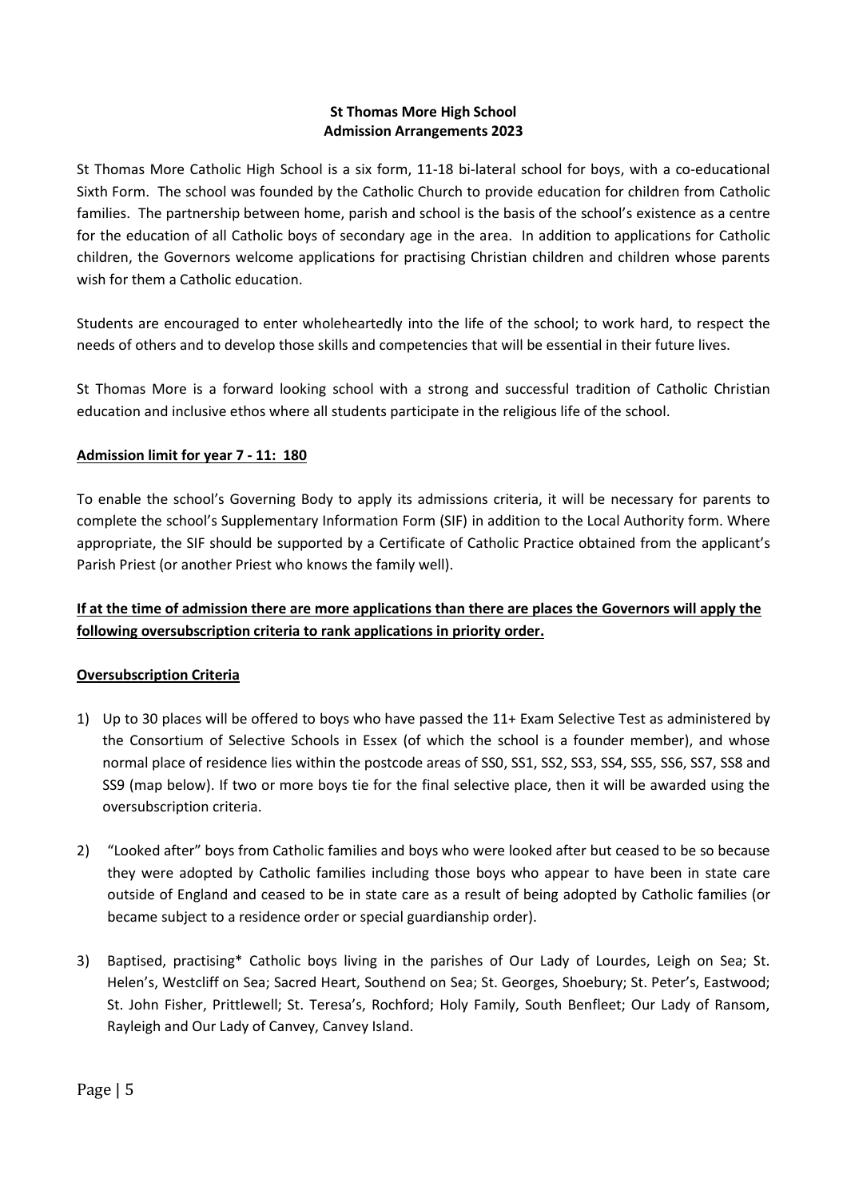**St Thomas More High School**
**Admission Arrangements 2023**

St Thomas More Catholic High School is a six form, 11-18 bi-lateral school for boys, with a co-educational Sixth Form. The school was founded by the Catholic Church to provide education for children from Catholic families. The partnership between home, parish and school is the basis of the school's existence as a centre for the education of all Catholic boys of secondary age in the area. In addition to applications for Catholic children, the Governors welcome applications for practising Christian children and children whose parents wish for them a Catholic education.

Students are encouraged to enter wholeheartedly into the life of the school; to work hard, to respect the needs of others and to develop those skills and competencies that will be essential in their future lives.

St Thomas More is a forward looking school with a strong and successful tradition of Catholic Christian education and inclusive ethos where all students participate in the religious life of the school.

**Admission limit for year 7 - 11: 180**

To enable the school's Governing Body to apply its admissions criteria, it will be necessary for parents to complete the school's Supplementary Information Form (SIF) in addition to the Local Authority form. Where appropriate, the SIF should be supported by a Certificate of Catholic Practice obtained from the applicant's Parish Priest (or another Priest who knows the family well).

**If at the time of admission there are more applications than there are places the Governors will apply the following oversubscription criteria to rank applications in priority order.**

**Oversubscription Criteria**

1) Up to 30 places will be offered to boys who have passed the 11+ Exam Selective Test as administered by the Consortium of Selective Schools in Essex (of which the school is a founder member), and whose normal place of residence lies within the postcode areas of SS0, SS1, SS2, SS3, SS4, SS5, SS6, SS7, SS8 and SS9 (map below). If two or more boys tie for the final selective place, then it will be awarded using the oversubscription criteria.

2) "Looked after" boys from Catholic families and boys who were looked after but ceased to be so because they were adopted by Catholic families including those boys who appear to have been in state care outside of England and ceased to be in state care as a result of being adopted by Catholic families (or became subject to a residence order or special guardianship order).

3) Baptised, practising* Catholic boys living in the parishes of Our Lady of Lourdes, Leigh on Sea; St. Helen's, Westcliff on Sea; Sacred Heart, Southend on Sea; St. Georges, Shoebury; St. Peter's, Eastwood; St. John Fisher, Prittlewell; St. Teresa's, Rochford; Holy Family, South Benfleet; Our Lady of Ransom, Rayleigh and Our Lady of Canvey, Canvey Island.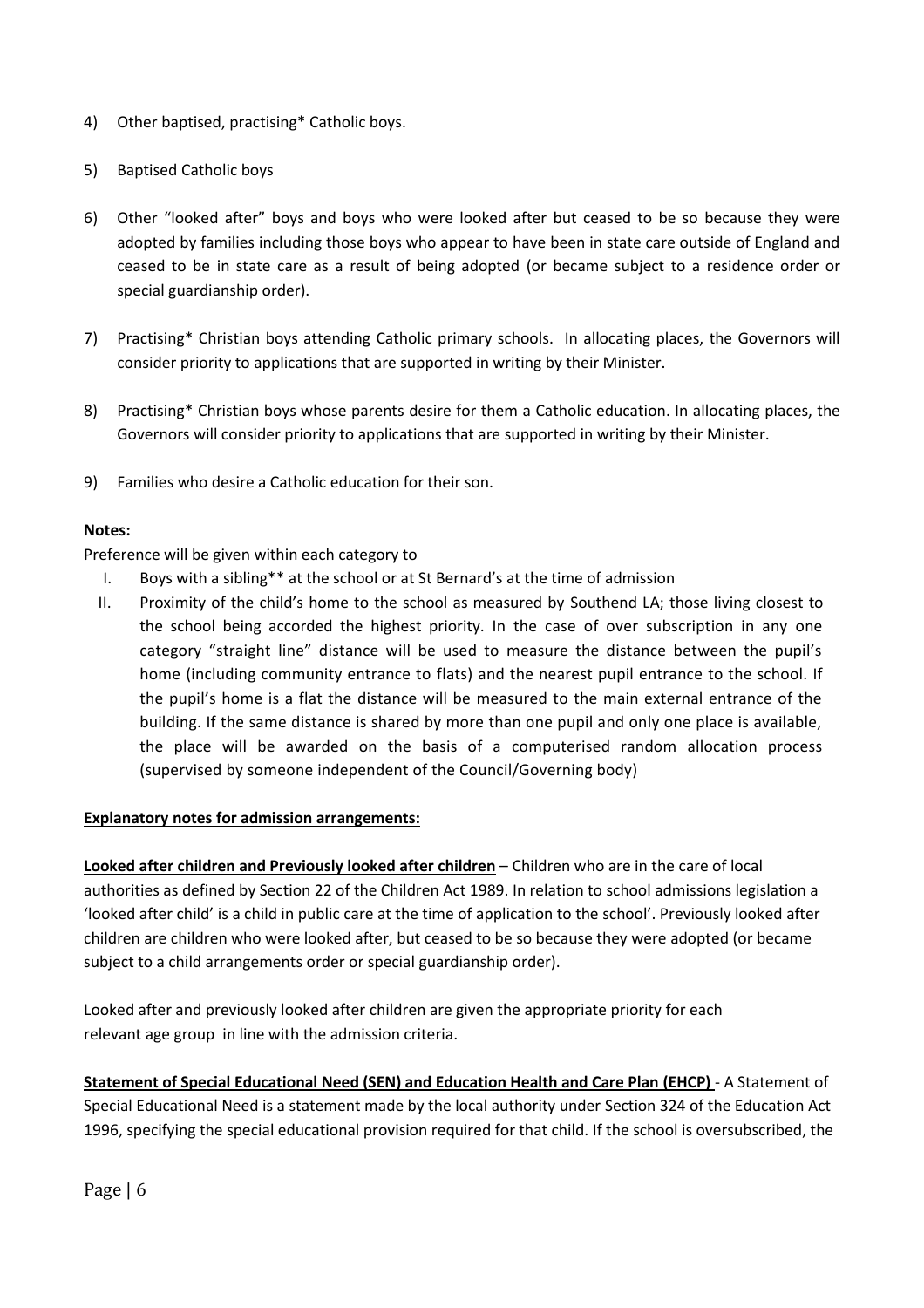4) Other baptised, practising* Catholic boys.

5) Baptised Catholic boys

6) Other "looked after" boys and boys who were looked after but ceased to be so because they were adopted by families including those boys who appear to have been in state care outside of England and ceased to be in state care as a result of being adopted (or became subject to a residence order or special guardianship order).

7) Practising* Christian boys attending Catholic primary schools. In allocating places, the Governors will consider priority to applications that are supported in writing by their Minister.

8) Practising* Christian boys whose parents desire for them a Catholic education. In allocating places, the Governors will consider priority to applications that are supported in writing by their Minister.

9) Families who desire a Catholic education for their son.

**Notes:**

Preference will be given within each category to

I. Boys with a sibling** at the school or at St Bernard's at the time of admission

II. Proximity of the child's home to the school as measured by Southend LA; those living closest to the school being accorded the highest priority. In the case of over subscription in any one category "straight line" distance will be used to measure the distance between the pupil's home (including community entrance to flats) and the nearest pupil entrance to the school. If the pupil's home is a flat the distance will be measured to the main external entrance of the building. If the same distance is shared by more than one pupil and only one place is available, the place will be awarded on the basis of a computerised random allocation process (supervised by someone independent of the Council/Governing body)

**Explanatory notes for admission arrangements:**

**Looked after children and Previously looked after children** – Children who are in the care of local authorities as defined by Section 22 of the Children Act 1989. In relation to school admissions legislation a 'looked after child' is a child in public care at the time of application to the school'. Previously looked after children are children who were looked after, but ceased to be so because they were adopted (or became subject to a child arrangements order or special guardianship order).

Looked after and previously looked after children are given the appropriate priority for each relevant age group in line with the admission criteria.

**Statement of Special Educational Need (SEN) and Education Health and Care Plan (EHCP)** - A Statement of Special Educational Need is a statement made by the local authority under Section 324 of the Education Act 1996, specifying the special educational provision required for that child. If the school is oversubscribed, the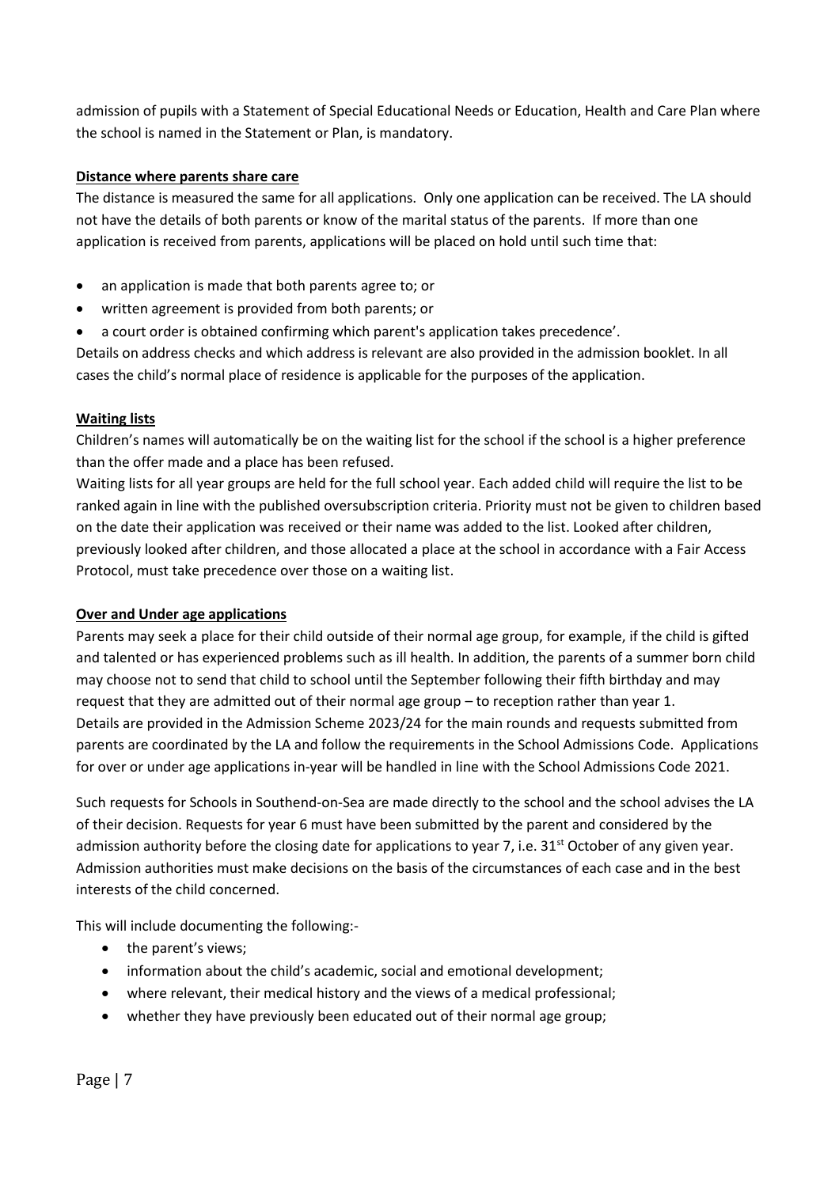admission of pupils with a Statement of Special Educational Needs or Education, Health and Care Plan where the school is named in the Statement or Plan, is mandatory.

**Distance where parents share care**

The distance is measured the same for all applications. Only one application can be received. The LA should not have the details of both parents or know of the marital status of the parents. If more than one application is received from parents, applications will be placed on hold until such time that:

- an application is made that both parents agree to; or
- written agreement is provided from both parents; or
- a court order is obtained confirming which parent's application takes precedence'.

Details on address checks and which address is relevant are also provided in the admission booklet. In all cases the child's normal place of residence is applicable for the purposes of the application.

**Waiting lists**

Children's names will automatically be on the waiting list for the school if the school is a higher preference than the offer made and a place has been refused.

Waiting lists for all year groups are held for the full school year. Each added child will require the list to be ranked again in line with the published oversubscription criteria. Priority must not be given to children based on the date their application was received or their name was added to the list. Looked after children, previously looked after children, and those allocated a place at the school in accordance with a Fair Access Protocol, must take precedence over those on a waiting list.

**Over and Under age applications**

Parents may seek a place for their child outside of their normal age group, for example, if the child is gifted and talented or has experienced problems such as ill health. In addition, the parents of a summer born child may choose not to send that child to school until the September following their fifth birthday and may request that they are admitted out of their normal age group – to reception rather than year 1.

Details are provided in the Admission Scheme 2023/24 for the main rounds and requests submitted from parents are coordinated by the LA and follow the requirements in the School Admissions Code. Applications for over or under age applications in-year will be handled in line with the School Admissions Code 2021.

Such requests for Schools in Southend-on-Sea are made directly to the school and the school advises the LA of their decision. Requests for year 6 must have been submitted by the parent and considered by the admission authority before the closing date for applications to year 7, i.e. 31st October of any given year. Admission authorities must make decisions on the basis of the circumstances of each case and in the best interests of the child concerned.

This will include documenting the following:-

- the parent's views;
- information about the child's academic, social and emotional development;
- where relevant, their medical history and the views of a medical professional;
- whether they have previously been educated out of their normal age group;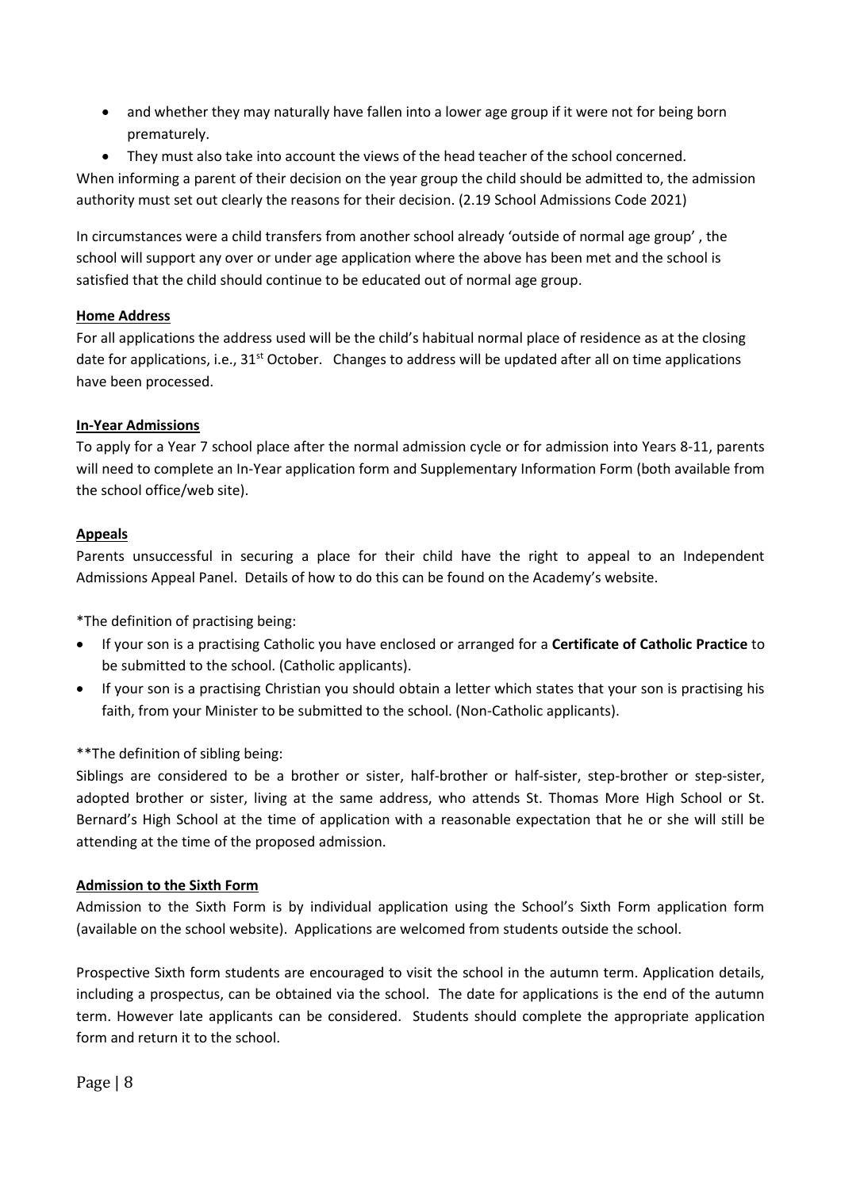- and whether they may naturally have fallen into a lower age group if it were not for being born prematurely.
- They must also take into account the views of the head teacher of the school concerned.

When informing a parent of their decision on the year group the child should be admitted to, the admission authority must set out clearly the reasons for their decision. (2.19 School Admissions Code 2021)

In circumstances were a child transfers from another school already 'outside of normal age group' , the school will support any over or under age application where the above has been met and the school is satisfied that the child should continue to be educated out of normal age group.

**Home Address**

For all applications the address used will be the child's habitual normal place of residence as at the closing date for applications, i.e., 31st October. Changes to address will be updated after all on time applications have been processed.

**In-Year Admissions**

To apply for a Year 7 school place after the normal admission cycle or for admission into Years 8-11, parents will need to complete an In-Year application form and Supplementary Information Form (both available from the school office/web site).

**Appeals**

Parents unsuccessful in securing a place for their child have the right to appeal to an Independent Admissions Appeal Panel. Details of how to do this can be found on the Academy's website.

*The definition of practising being:

- If your son is a practising Catholic you have enclosed or arranged for a **Certificate of Catholic Practice** to be submitted to the school. (Catholic applicants).
- If your son is a practising Christian you should obtain a letter which states that your son is practising his faith, from your Minister to be submitted to the school. (Non-Catholic applicants).

**The definition of sibling being:

Siblings are considered to be a brother or sister, half-brother or half-sister, step-brother or step-sister, adopted brother or sister, living at the same address, who attends St. Thomas More High School or St. Bernard's High School at the time of application with a reasonable expectation that he or she will still be attending at the time of the proposed admission.

**Admission to the Sixth Form**

Admission to the Sixth Form is by individual application using the School's Sixth Form application form (available on the school website). Applications are welcomed from students outside the school.

Prospective Sixth form students are encouraged to visit the school in the autumn term. Application details, including a prospectus, can be obtained via the school. The date for applications is the end of the autumn term. However late applicants can be considered. Students should complete the appropriate application form and return it to the school.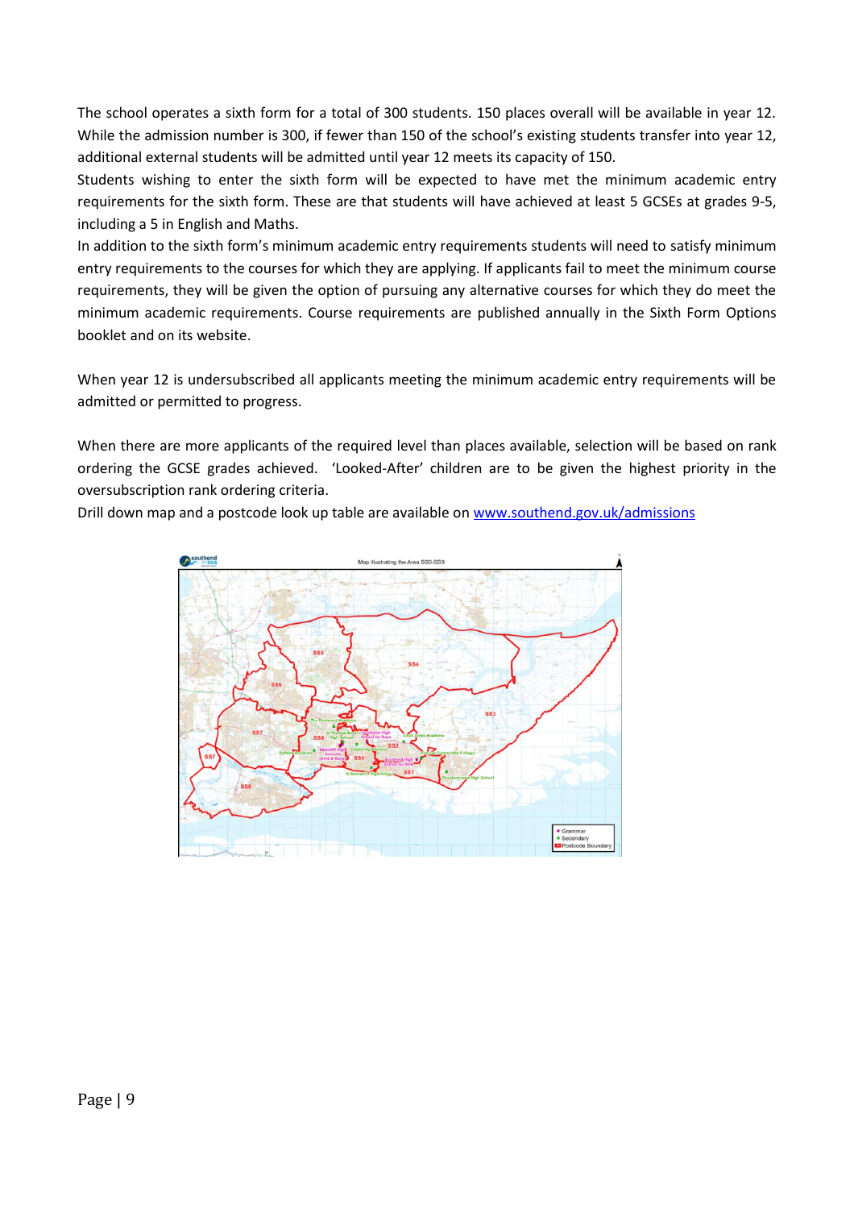The school operates a sixth form for a total of 300 students. 150 places overall will be available in year 12. While the admission number is 300, if fewer than 150 of the school's existing students transfer into year 12, additional external students will be admitted until year 12 meets its capacity of 150.

Students wishing to enter the sixth form will be expected to have met the minimum academic entry requirements for the sixth form. These are that students will have achieved at least 5 GCSEs at grades 9-5, including a 5 in English and Maths.

In addition to the sixth form's minimum academic entry requirements students will need to satisfy minimum entry requirements to the courses for which they are applying. If applicants fail to meet the minimum course requirements, they will be given the option of pursuing any alternative courses for which they do meet the minimum academic requirements. Course requirements are published annually in the Sixth Form Options booklet and on its website.

When year 12 is undersubscribed all applicants meeting the minimum academic entry requirements will be admitted or permitted to progress.

When there are more applicants of the required level than places available, selection will be based on rank ordering the GCSE grades achieved. 'Looked-After' children are to be given the highest priority in the oversubscription rank ordering criteria.

Drill down map and a postcode look up table are available on [www.southend.gov.uk/admissions](http://www.southend.gov.uk/admissions)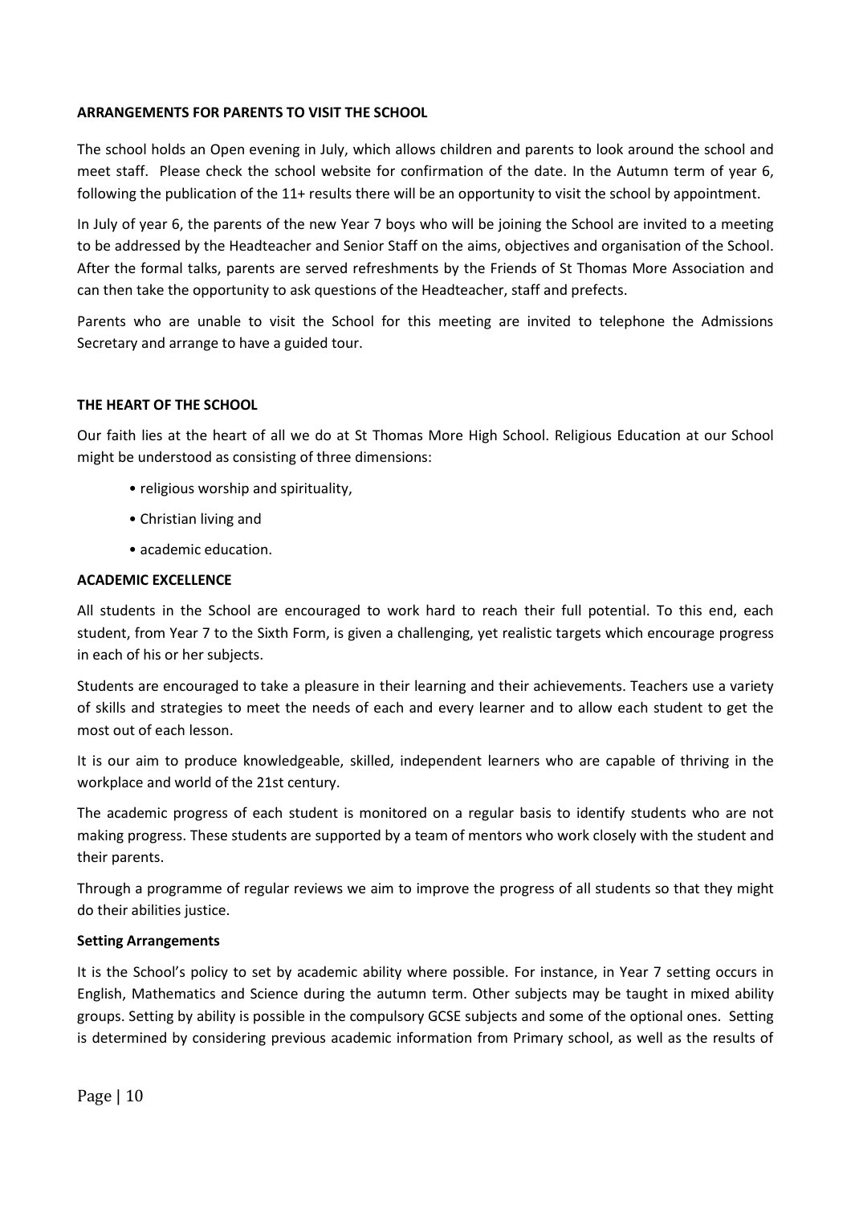## ARRANGEMENTS FOR PARENTS TO VISIT THE SCHOOL

The school holds an Open evening in July, which allows children and parents to look around the school and meet staff. Please check the school website for confirmation of the date. In the Autumn term of year 6, following the publication of the 11+ results there will be an opportunity to visit the school by appointment.

In July of year 6, the parents of the new Year 7 boys who will be joining the School are invited to a meeting to be addressed by the Headteacher and Senior Staff on the aims, objectives and organisation of the School. After the formal talks, parents are served refreshments by the Friends of St Thomas More Association and can then take the opportunity to ask questions of the Headteacher, staff and prefects.

Parents who are unable to visit the School for this meeting are invited to telephone the Admissions Secretary and arrange to have a guided tour.

## THE HEART OF THE SCHOOL

Our faith lies at the heart of all we do at St Thomas More High School. Religious Education at our School might be understood as consisting of three dimensions:

- religious worship and spirituality,
- Christian living and
- academic education.

## ACADEMIC EXCELLENCE

All students in the School are encouraged to work hard to reach their full potential. To this end, each student, from Year 7 to the Sixth Form, is given a challenging, yet realistic targets which encourage progress in each of his or her subjects.

Students are encouraged to take a pleasure in their learning and their achievements. Teachers use a variety of skills and strategies to meet the needs of each and every learner and to allow each student to get the most out of each lesson.

It is our aim to produce knowledgeable, skilled, independent learners who are capable of thriving in the workplace and world of the 21st century.

The academic progress of each student is monitored on a regular basis to identify students who are not making progress. These students are supported by a team of mentors who work closely with the student and their parents.

Through a programme of regular reviews we aim to improve the progress of all students so that they might do their abilities justice.

### Setting Arrangements

It is the School's policy to set by academic ability where possible. For instance, in Year 7 setting occurs in English, Mathematics and Science during the autumn term. Other subjects may be taught in mixed ability groups. Setting by ability is possible in the compulsory GCSE subjects and some of the optional ones. Setting is determined by considering previous academic information from Primary school, as well as the results of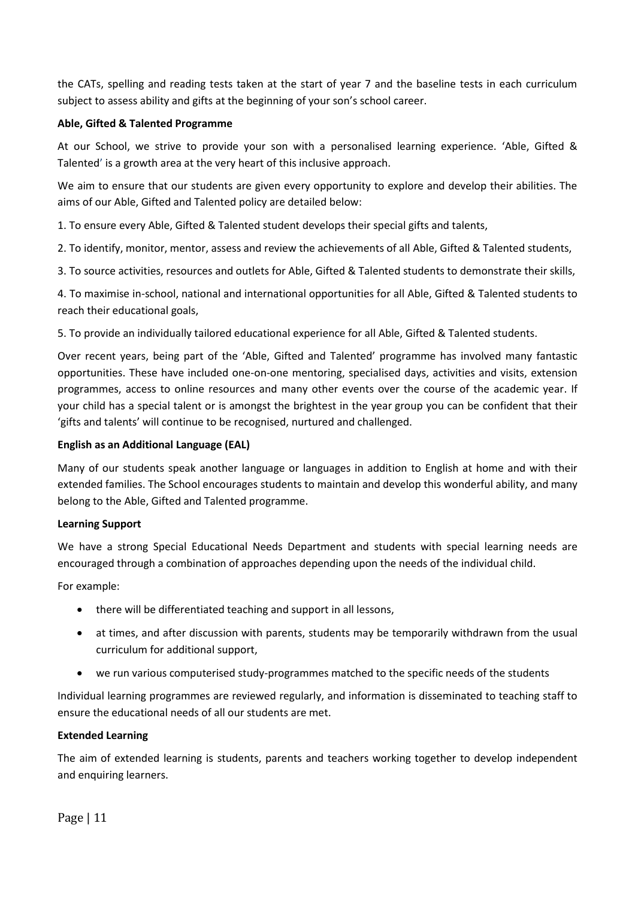the CATs, spelling and reading tests taken at the start of year 7 and the baseline tests in each curriculum subject to assess ability and gifts at the beginning of your son's school career.

**Able, Gifted & Talented Programme**

At our School, we strive to provide your son with a personalised learning experience. 'Able, Gifted & Talented' is a growth area at the very heart of this inclusive approach.

We aim to ensure that our students are given every opportunity to explore and develop their abilities. The aims of our Able, Gifted and Talented policy are detailed below:

1. To ensure every Able, Gifted & Talented student develops their special gifts and talents,

2. To identify, monitor, mentor, assess and review the achievements of all Able, Gifted & Talented students,

3. To source activities, resources and outlets for Able, Gifted & Talented students to demonstrate their skills,

4. To maximise in-school, national and international opportunities for all Able, Gifted & Talented students to reach their educational goals,

5. To provide an individually tailored educational experience for all Able, Gifted & Talented students.

Over recent years, being part of the 'Able, Gifted and Talented' programme has involved many fantastic opportunities. These have included one-on-one mentoring, specialised days, activities and visits, extension programmes, access to online resources and many other events over the course of the academic year. If your child has a special talent or is amongst the brightest in the year group you can be confident that their 'gifts and talents' will continue to be recognised, nurtured and challenged.

**English as an Additional Language (EAL)**

Many of our students speak another language or languages in addition to English at home and with their extended families. The School encourages students to maintain and develop this wonderful ability, and many belong to the Able, Gifted and Talented programme.

**Learning Support**

We have a strong Special Educational Needs Department and students with special learning needs are encouraged through a combination of approaches depending upon the needs of the individual child.

For example:

- there will be differentiated teaching and support in all lessons,
- at times, and after discussion with parents, students may be temporarily withdrawn from the usual curriculum for additional support,
- we run various computerised study-programmes matched to the specific needs of the students

Individual learning programmes are reviewed regularly, and information is disseminated to teaching staff to ensure the educational needs of all our students are met.

**Extended Learning**

The aim of extended learning is students, parents and teachers working together to develop independent and enquiring learners.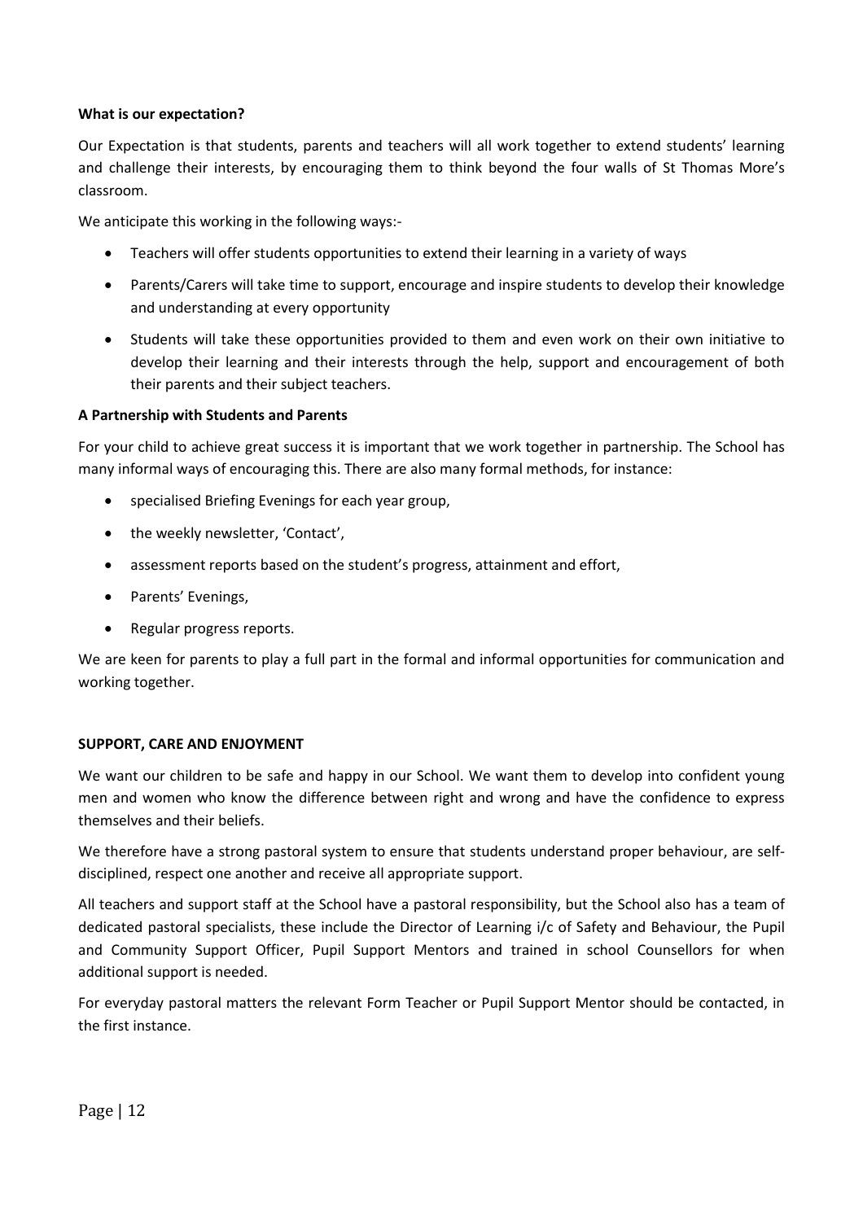**What is our expectation?**

Our Expectation is that students, parents and teachers will all work together to extend students' learning and challenge their interests, by encouraging them to think beyond the four walls of St Thomas More's classroom.

We anticipate this working in the following ways:-

- Teachers will offer students opportunities to extend their learning in a variety of ways
- Parents/Carers will take time to support, encourage and inspire students to develop their knowledge and understanding at every opportunity
- Students will take these opportunities provided to them and even work on their own initiative to develop their learning and their interests through the help, support and encouragement of both their parents and their subject teachers.

**A Partnership with Students and Parents**

For your child to achieve great success it is important that we work together in partnership. The School has many informal ways of encouraging this. There are also many formal methods, for instance:

- specialised Briefing Evenings for each year group,
- the weekly newsletter, 'Contact',
- assessment reports based on the student's progress, attainment and effort,
- Parents' Evenings,
- Regular progress reports.

We are keen for parents to play a full part in the formal and informal opportunities for communication and working together.

**SUPPORT, CARE AND ENJOYMENT**

We want our children to be safe and happy in our School. We want them to develop into confident young men and women who know the difference between right and wrong and have the confidence to express themselves and their beliefs.

We therefore have a strong pastoral system to ensure that students understand proper behaviour, are self-disciplined, respect one another and receive all appropriate support.

All teachers and support staff at the School have a pastoral responsibility, but the School also has a team of dedicated pastoral specialists, these include the Director of Learning i/c of Safety and Behaviour, the Pupil and Community Support Officer, Pupil Support Mentors and trained in school Counsellors for when additional support is needed.

For everyday pastoral matters the relevant Form Teacher or Pupil Support Mentor should be contacted, in the first instance.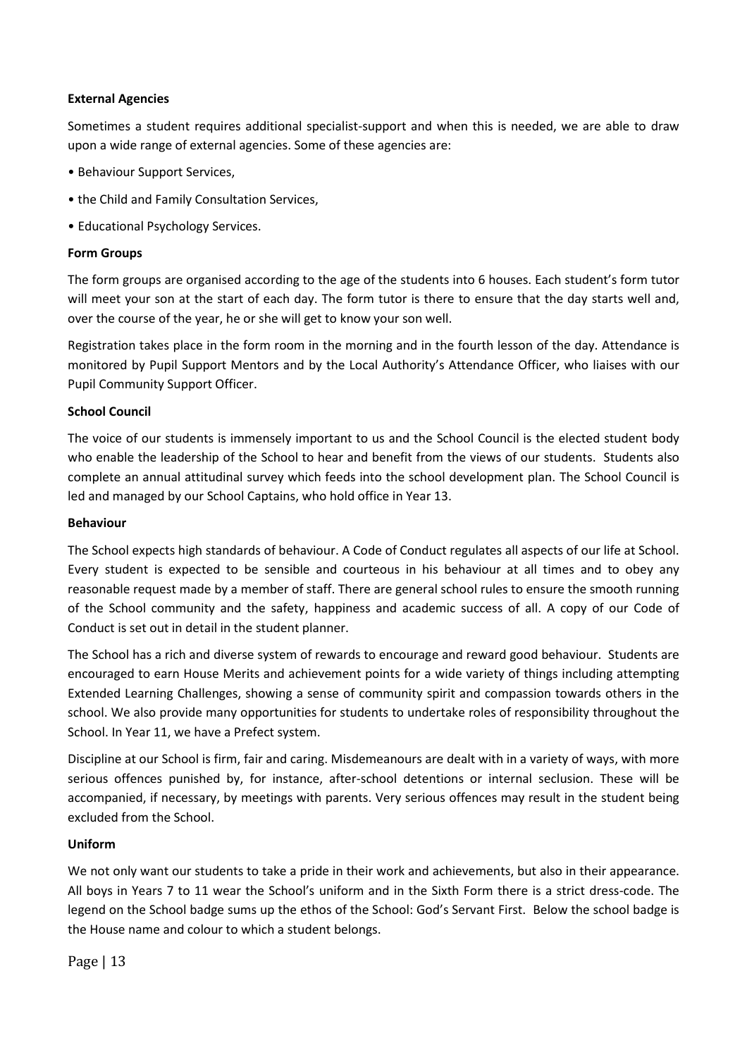**External Agencies**

Sometimes a student requires additional specialist-support and when this is needed, we are able to draw upon a wide range of external agencies. Some of these agencies are:

- Behaviour Support Services,
- the Child and Family Consultation Services,
- Educational Psychology Services.

**Form Groups**

The form groups are organised according to the age of the students into 6 houses. Each student's form tutor will meet your son at the start of each day. The form tutor is there to ensure that the day starts well and, over the course of the year, he or she will get to know your son well.

Registration takes place in the form room in the morning and in the fourth lesson of the day. Attendance is monitored by Pupil Support Mentors and by the Local Authority's Attendance Officer, who liaises with our Pupil Community Support Officer.

**School Council**

The voice of our students is immensely important to us and the School Council is the elected student body who enable the leadership of the School to hear and benefit from the views of our students. Students also complete an annual attitudinal survey which feeds into the school development plan. The School Council is led and managed by our School Captains, who hold office in Year 13.

**Behaviour**

The School expects high standards of behaviour. A Code of Conduct regulates all aspects of our life at School. Every student is expected to be sensible and courteous in his behaviour at all times and to obey any reasonable request made by a member of staff. There are general school rules to ensure the smooth running of the School community and the safety, happiness and academic success of all. A copy of our Code of Conduct is set out in detail in the student planner.

The School has a rich and diverse system of rewards to encourage and reward good behaviour. Students are encouraged to earn House Merits and achievement points for a wide variety of things including attempting Extended Learning Challenges, showing a sense of community spirit and compassion towards others in the school. We also provide many opportunities for students to undertake roles of responsibility throughout the School. In Year 11, we have a Prefect system.

Discipline at our School is firm, fair and caring. Misdemeanours are dealt with in a variety of ways, with more serious offences punished by, for instance, after-school detentions or internal seclusion. These will be accompanied, if necessary, by meetings with parents. Very serious offences may result in the student being excluded from the School.

**Uniform**

We not only want our students to take a pride in their work and achievements, but also in their appearance. All boys in Years 7 to 11 wear the School's uniform and in the Sixth Form there is a strict dress-code. The legend on the School badge sums up the ethos of the School: God's Servant First. Below the school badge is the House name and colour to which a student belongs.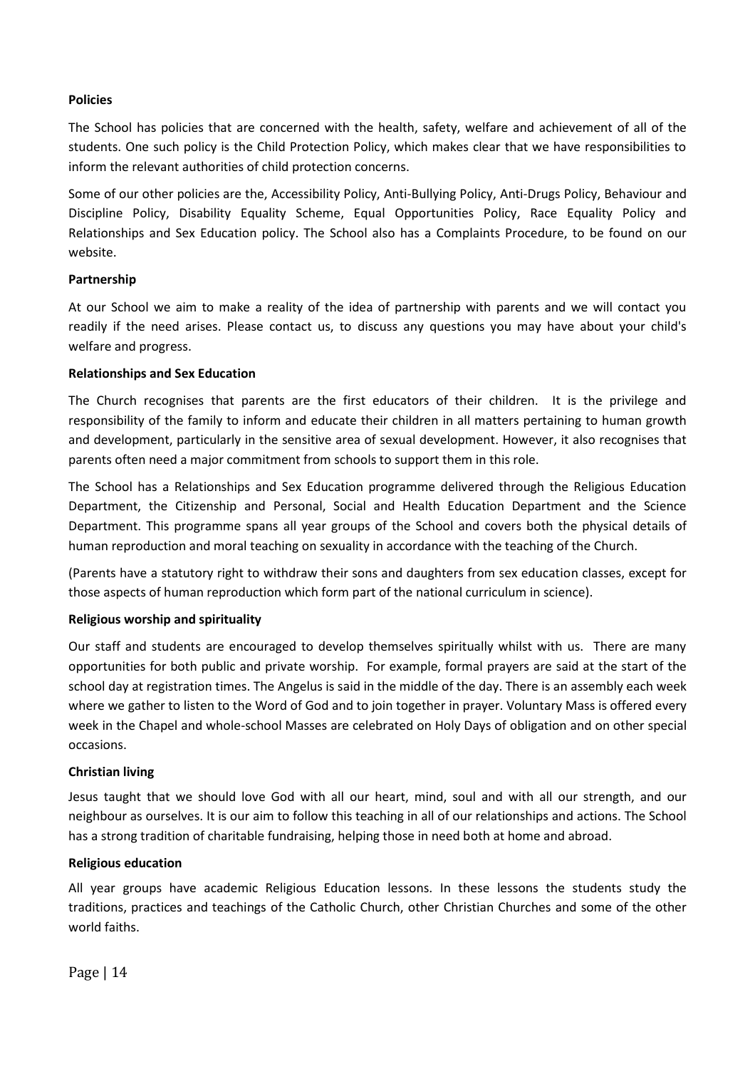**Policies**

The School has policies that are concerned with the health, safety, welfare and achievement of all of the students. One such policy is the Child Protection Policy, which makes clear that we have responsibilities to inform the relevant authorities of child protection concerns.

Some of our other policies are the, Accessibility Policy, Anti-Bullying Policy, Anti-Drugs Policy, Behaviour and Discipline Policy, Disability Equality Scheme, Equal Opportunities Policy, Race Equality Policy and Relationships and Sex Education policy. The School also has a Complaints Procedure, to be found on our website.

**Partnership**

At our School we aim to make a reality of the idea of partnership with parents and we will contact you readily if the need arises. Please contact us, to discuss any questions you may have about your child's welfare and progress.

**Relationships and Sex Education**

The Church recognises that parents are the first educators of their children. It is the privilege and responsibility of the family to inform and educate their children in all matters pertaining to human growth and development, particularly in the sensitive area of sexual development. However, it also recognises that parents often need a major commitment from schools to support them in this role.

The School has a Relationships and Sex Education programme delivered through the Religious Education Department, the Citizenship and Personal, Social and Health Education Department and the Science Department. This programme spans all year groups of the School and covers both the physical details of human reproduction and moral teaching on sexuality in accordance with the teaching of the Church.

(Parents have a statutory right to withdraw their sons and daughters from sex education classes, except for those aspects of human reproduction which form part of the national curriculum in science).

**Religious worship and spirituality**

Our staff and students are encouraged to develop themselves spiritually whilst with us. There are many opportunities for both public and private worship. For example, formal prayers are said at the start of the school day at registration times. The Angelus is said in the middle of the day. There is an assembly each week where we gather to listen to the Word of God and to join together in prayer. Voluntary Mass is offered every week in the Chapel and whole-school Masses are celebrated on Holy Days of obligation and on other special occasions.

**Christian living**

Jesus taught that we should love God with all our heart, mind, soul and with all our strength, and our neighbour as ourselves. It is our aim to follow this teaching in all of our relationships and actions. The School has a strong tradition of charitable fundraising, helping those in need both at home and abroad.

**Religious education**

All year groups have academic Religious Education lessons. In these lessons the students study the traditions, practices and teachings of the Catholic Church, other Christian Churches and some of the other world faiths.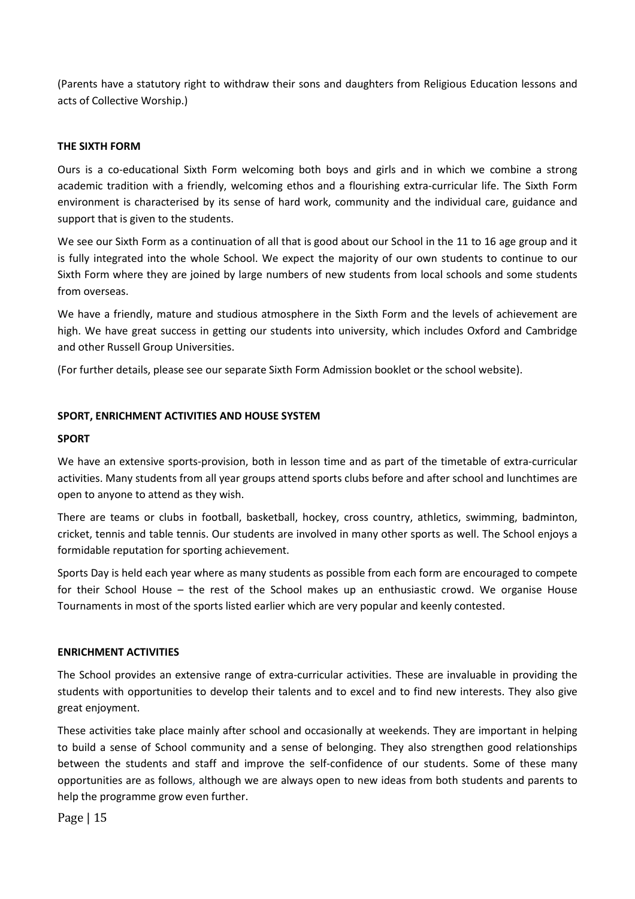(Parents have a statutory right to withdraw their sons and daughters from Religious Education lessons and acts of Collective Worship.)

## THE SIXTH FORM

Ours is a co-educational Sixth Form welcoming both boys and girls and in which we combine a strong academic tradition with a friendly, welcoming ethos and a flourishing extra-curricular life. The Sixth Form environment is characterised by its sense of hard work, community and the individual care, guidance and support that is given to the students.

We see our Sixth Form as a continuation of all that is good about our School in the 11 to 16 age group and it is fully integrated into the whole School. We expect the majority of our own students to continue to our Sixth Form where they are joined by large numbers of new students from local schools and some students from overseas.

We have a friendly, mature and studious atmosphere in the Sixth Form and the levels of achievement are high. We have great success in getting our students into university, which includes Oxford and Cambridge and other Russell Group Universities.

(For further details, please see our separate Sixth Form Admission booklet or the school website).

## SPORT, ENRICHMENT ACTIVITIES AND HOUSE SYSTEM

### SPORT

We have an extensive sports-provision, both in lesson time and as part of the timetable of extra-curricular activities. Many students from all year groups attend sports clubs before and after school and lunchtimes are open to anyone to attend as they wish.

There are teams or clubs in football, basketball, hockey, cross country, athletics, swimming, badminton, cricket, tennis and table tennis. Our students are involved in many other sports as well. The School enjoys a formidable reputation for sporting achievement.

Sports Day is held each year where as many students as possible from each form are encouraged to compete for their School House – the rest of the School makes up an enthusiastic crowd. We organise House Tournaments in most of the sports listed earlier which are very popular and keenly contested.

### ENRICHMENT ACTIVITIES

The School provides an extensive range of extra-curricular activities. These are invaluable in providing the students with opportunities to develop their talents and to excel and to find new interests. They also give great enjoyment.

These activities take place mainly after school and occasionally at weekends. They are important in helping to build a sense of School community and a sense of belonging. They also strengthen good relationships between the students and staff and improve the self-confidence of our students. Some of these many opportunities are as follows, although we are always open to new ideas from both students and parents to help the programme grow even further.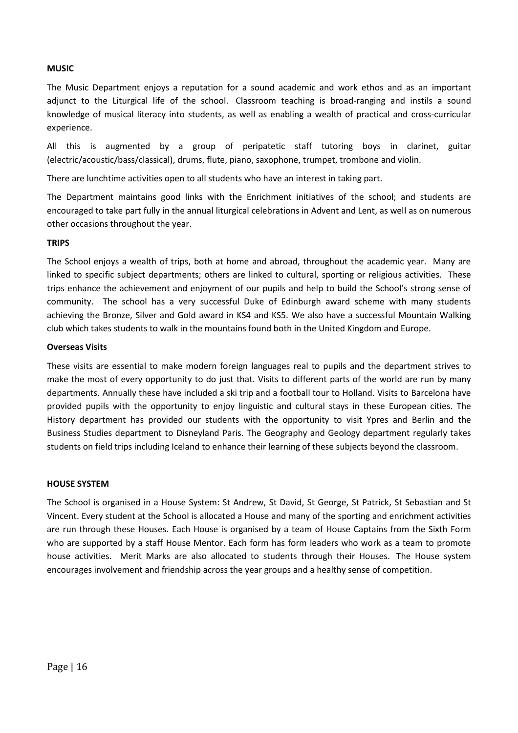## MUSIC

The Music Department enjoys a reputation for a sound academic and work ethos and as an important adjunct to the Liturgical life of the school. Classroom teaching is broad-ranging and instils a sound knowledge of musical literacy into students, as well as enabling a wealth of practical and cross-curricular experience.

All this is augmented by a group of peripatetic staff tutoring boys in clarinet, guitar (electric/acoustic/bass/classical), drums, flute, piano, saxophone, trumpet, trombone and violin.

There are lunchtime activities open to all students who have an interest in taking part.

The Department maintains good links with the Enrichment initiatives of the school; and students are encouraged to take part fully in the annual liturgical celebrations in Advent and Lent, as well as on numerous other occasions throughout the year.

## TRIPS

The School enjoys a wealth of trips, both at home and abroad, throughout the academic year. Many are linked to specific subject departments; others are linked to cultural, sporting or religious activities. These trips enhance the achievement and enjoyment of our pupils and help to build the School's strong sense of community. The school has a very successful Duke of Edinburgh award scheme with many students achieving the Bronze, Silver and Gold award in KS4 and KS5. We also have a successful Mountain Walking club which takes students to walk in the mountains found both in the United Kingdom and Europe.

### Overseas Visits

These visits are essential to make modern foreign languages real to pupils and the department strives to make the most of every opportunity to do just that. Visits to different parts of the world are run by many departments. Annually these have included a ski trip and a football tour to Holland. Visits to Barcelona have provided pupils with the opportunity to enjoy linguistic and cultural stays in these European cities. The History department has provided our students with the opportunity to visit Ypres and Berlin and the Business Studies department to Disneyland Paris. The Geography and Geology department regularly takes students on field trips including Iceland to enhance their learning of these subjects beyond the classroom.

## HOUSE SYSTEM

The School is organised in a House System: St Andrew, St David, St George, St Patrick, St Sebastian and St Vincent. Every student at the School is allocated a House and many of the sporting and enrichment activities are run through these Houses. Each House is organised by a team of House Captains from the Sixth Form who are supported by a staff House Mentor. Each form has form leaders who work as a team to promote house activities. Merit Marks are also allocated to students through their Houses. The House system encourages involvement and friendship across the year groups and a healthy sense of competition.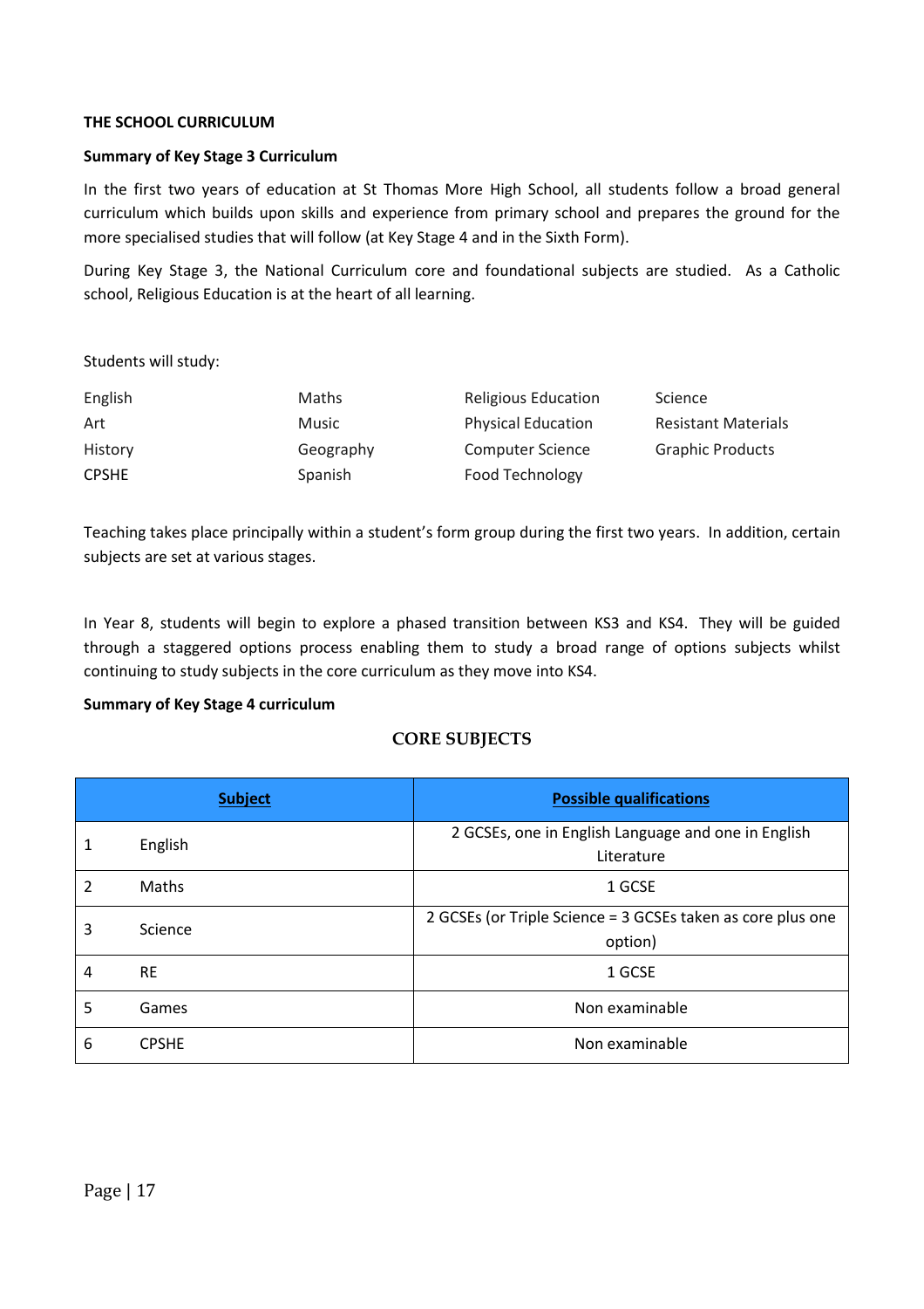**THE SCHOOL CURRICULUM**

**Summary of Key Stage 3 Curriculum**

In the first two years of education at St Thomas More High School, all students follow a broad general curriculum which builds upon skills and experience from primary school and prepares the ground for the more specialised studies that will follow (at Key Stage 4 and in the Sixth Form).

During Key Stage 3, the National Curriculum core and foundational subjects are studied. As a Catholic school, Religious Education is at the heart of all learning.

Students will study:

| | | | |
|---|---|---|---|
| English | Maths | Religious Education | Science |
| Art | Music | Physical Education | Resistant Materials |
| History | Geography | Computer Science | Graphic Products |
| CPSHE | Spanish | Food Technology | |

Teaching takes place principally within a student's form group during the first two years. In addition, certain subjects are set at various stages.

In Year 8, students will begin to explore a phased transition between KS3 and KS4. They will be guided through a staggered options process enabling them to study a broad range of options subjects whilst continuing to study subjects in the core curriculum as they move into KS4.

**Summary of Key Stage 4 curriculum**

**CORE SUBJECTS**

| | Subject | Possible qualifications |
|---|---|---|
| 1 | English | 2 GCSEs, one in English Language and one in English Literature |
| 2 | Maths | 1 GCSE |
| 3 | Science | 2 GCSEs (or Triple Science = 3 GCSEs taken as core plus one option) |
| 4 | RE | 1 GCSE |
| 5 | Games | Non examinable |
| 6 | CPSHE | Non examinable |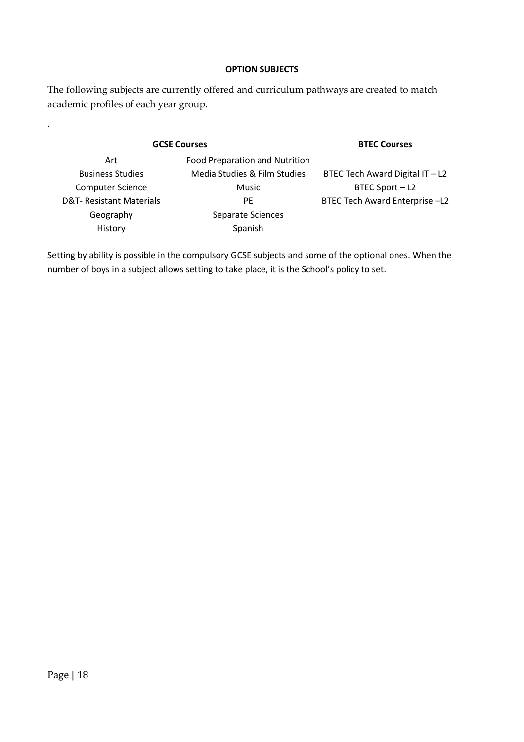**OPTION SUBJECTS**

The following subjects are currently offered and curriculum pathways are created to match academic profiles of each year group.

.

| GCSE Courses | | BTEC Courses |
|---|---|---|
| Art | Food Preparation and Nutrition | |
| Business Studies | Media Studies & Film Studies | BTEC Tech Award Digital IT – L2 |
| Computer Science | Music | BTEC Sport – L2 |
| D&T- Resistant Materials | PE | BTEC Tech Award Enterprise –L2 |
| Geography | Separate Sciences | |
| History | Spanish | |

Setting by ability is possible in the compulsory GCSE subjects and some of the optional ones. When the number of boys in a subject allows setting to take place, it is the School's policy to set.